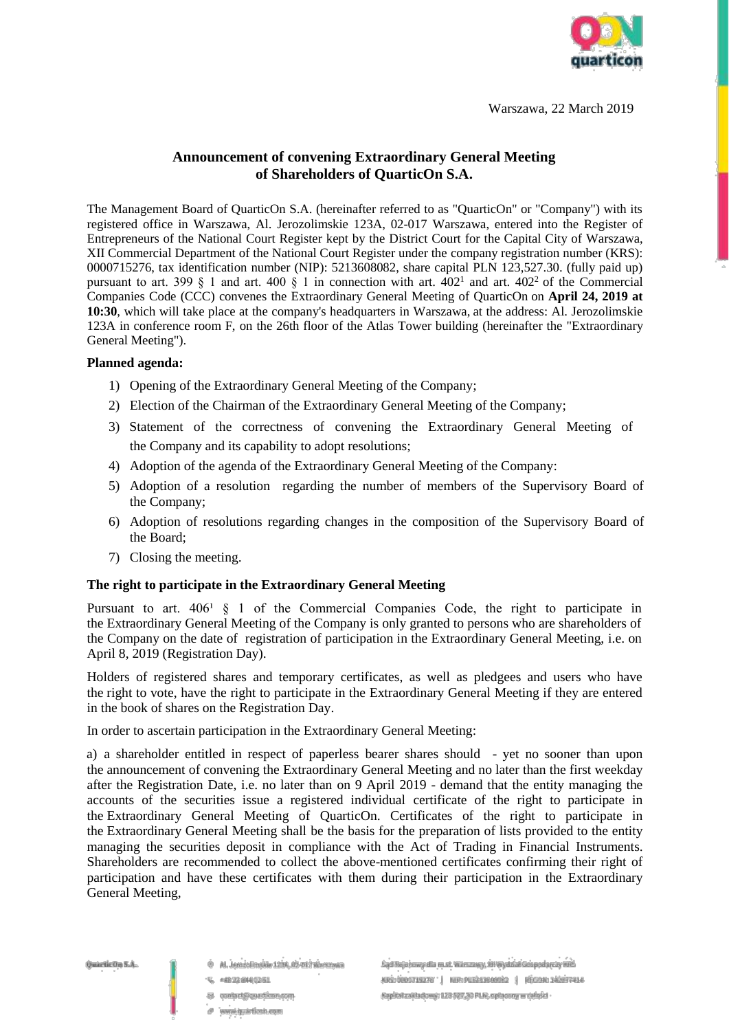Warszawa, 22 March 2019

## Announcement of convening Extraordinary General Meeting of Shareholders of QuarticOn S.A.

The Management Board of QuarticOn S.A. (hereinafter referred to as "QuarticOn" or "Company") with its registered office in Warszawa, Al. Jerozolimskie 123A, 02-017 Warszawa, entered into the Register of Entrepreneurs of the National Court Register kept by the District Court for the Capital City of Warszawa, XII Commercial Department of the National Court Register under the company registration number (KRS): 0000715276, tax identification number (NIP): 5213608082, share capital PLN 123,527.30. (fully paid up) pursuant to art. 399 § 1 and art. 400 § 1 in connection with art. $402^1$ and art. $402^2$ of the Commercial Companies Code (CCC) convenes the Extraordinary General Meeting of QuarticOn on **April 24, 2019 at 10:30**, which will take place at the company's headquarters in Warszawa, at the address: Al. Jerozolimskie 123A in conference room F, on the 26th floor of the Atlas Tower building (hereinafter the "Extraordinary General Meeting").

**Planned agenda:**

1) Opening of the Extraordinary General Meeting of the Company;
2) Election of the Chairman of the Extraordinary General Meeting of the Company;
3) Statement of the correctness of convening the Extraordinary General Meeting of the Company and its capability to adopt resolutions;
4) Adoption of the agenda of the Extraordinary General Meeting of the Company:
5) Adoption of a resolution regarding the number of members of the Supervisory Board of the Company;
6) Adoption of resolutions regarding changes in the composition of the Supervisory Board of the Board;
7) Closing the meeting.

**The right to participate in the Extraordinary General Meeting**

Pursuant to art. $406^1$ § 1 of the Commercial Companies Code, the right to participate in the Extraordinary General Meeting of the Company is only granted to persons who are shareholders of the Company on the date of registration of participation in the Extraordinary General Meeting, i.e. on April 8, 2019 (Registration Day).

Holders of registered shares and temporary certificates, as well as pledgees and users who have the right to vote, have the right to participate in the Extraordinary General Meeting if they are entered in the book of shares on the Registration Day.

In order to ascertain participation in the Extraordinary General Meeting:

a) a shareholder entitled in respect of paperless bearer shares should - yet no sooner than upon the announcement of convening the Extraordinary General Meeting and no later than the first weekday after the Registration Date, i.e. no later than on 9 April 2019 - demand that the entity managing the accounts of the securities issue a registered individual certificate of the right to participate in the Extraordinary General Meeting of QuarticOn. Certificates of the right to participate in the Extraordinary General Meeting shall be the basis for the preparation of lists provided to the entity managing the securities deposit in compliance with the Act of Trading in Financial Instruments. Shareholders are recommended to collect the above-mentioned certificates confirming their right of participation and have these certificates with them during their participation in the Extraordinary General Meeting,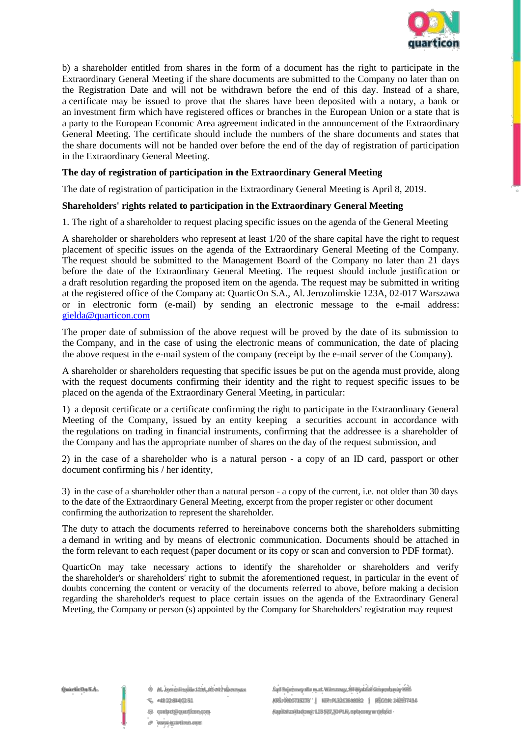b) a shareholder entitled from shares in the form of a document has the right to participate in the Extraordinary General Meeting if the share documents are submitted to the Company no later than on the Registration Date and will not be withdrawn before the end of this day. Instead of a share, a certificate may be issued to prove that the shares have been deposited with a notary, a bank or an investment firm which have registered offices or branches in the European Union or a state that is a party to the European Economic Area agreement indicated in the announcement of the Extraordinary General Meeting. The certificate should include the numbers of the share documents and states that the share documents will not be handed over before the end of the day of registration of participation in the Extraordinary General Meeting.

**The day of registration of participation in the Extraordinary General Meeting**

The date of registration of participation in the Extraordinary General Meeting is April 8, 2019.

**Shareholders' rights related to participation in the Extraordinary General Meeting**

1. The right of a shareholder to request placing specific issues on the agenda of the General Meeting

A shareholder or shareholders who represent at least 1/20 of the share capital have the right to request placement of specific issues on the agenda of the Extraordinary General Meeting of the Company. The request should be submitted to the Management Board of the Company no later than 21 days before the date of the Extraordinary General Meeting. The request should include justification or a draft resolution regarding the proposed item on the agenda. The request may be submitted in writing at the registered office of the Company at: QuarticOn S.A., Al. Jerozolimskie 123A, 02-017 Warszawa or in electronic form (e-mail) by sending an electronic message to the e-mail address: gielda@quarticon.com

The proper date of submission of the above request will be proved by the date of its submission to the Company, and in the case of using the electronic means of communication, the date of placing the above request in the e-mail system of the company (receipt by the e-mail server of the Company).

A shareholder or shareholders requesting that specific issues be put on the agenda must provide, along with the request documents confirming their identity and the right to request specific issues to be placed on the agenda of the Extraordinary General Meeting, in particular:

1) a deposit certificate or a certificate confirming the right to participate in the Extraordinary General Meeting of the Company, issued by an entity keeping a securities account in accordance with the regulations on trading in financial instruments, confirming that the addressee is a shareholder of the Company and has the appropriate number of shares on the day of the request submission, and

2) in the case of a shareholder who is a natural person - a copy of an ID card, passport or other document confirming his / her identity,

3) in the case of a shareholder other than a natural person - a copy of the current, i.e. not older than 30 days to the date of the Extraordinary General Meeting, excerpt from the proper register or other document confirming the authorization to represent the shareholder.

The duty to attach the documents referred to hereinabove concerns both the shareholders submitting a demand in writing and by means of electronic communication. Documents should be attached in the form relevant to each request (paper document or its copy or scan and conversion to PDF format).

QuarticOn may take necessary actions to identify the shareholder or shareholders and verify the shareholder's or shareholders' right to submit the aforementioned request, in particular in the event of doubts concerning the content or veracity of the documents referred to above, before making a decision regarding the shareholder's request to place certain issues on the agenda of the Extraordinary General Meeting, the Company or person (s) appointed by the Company for Shareholders' registration may request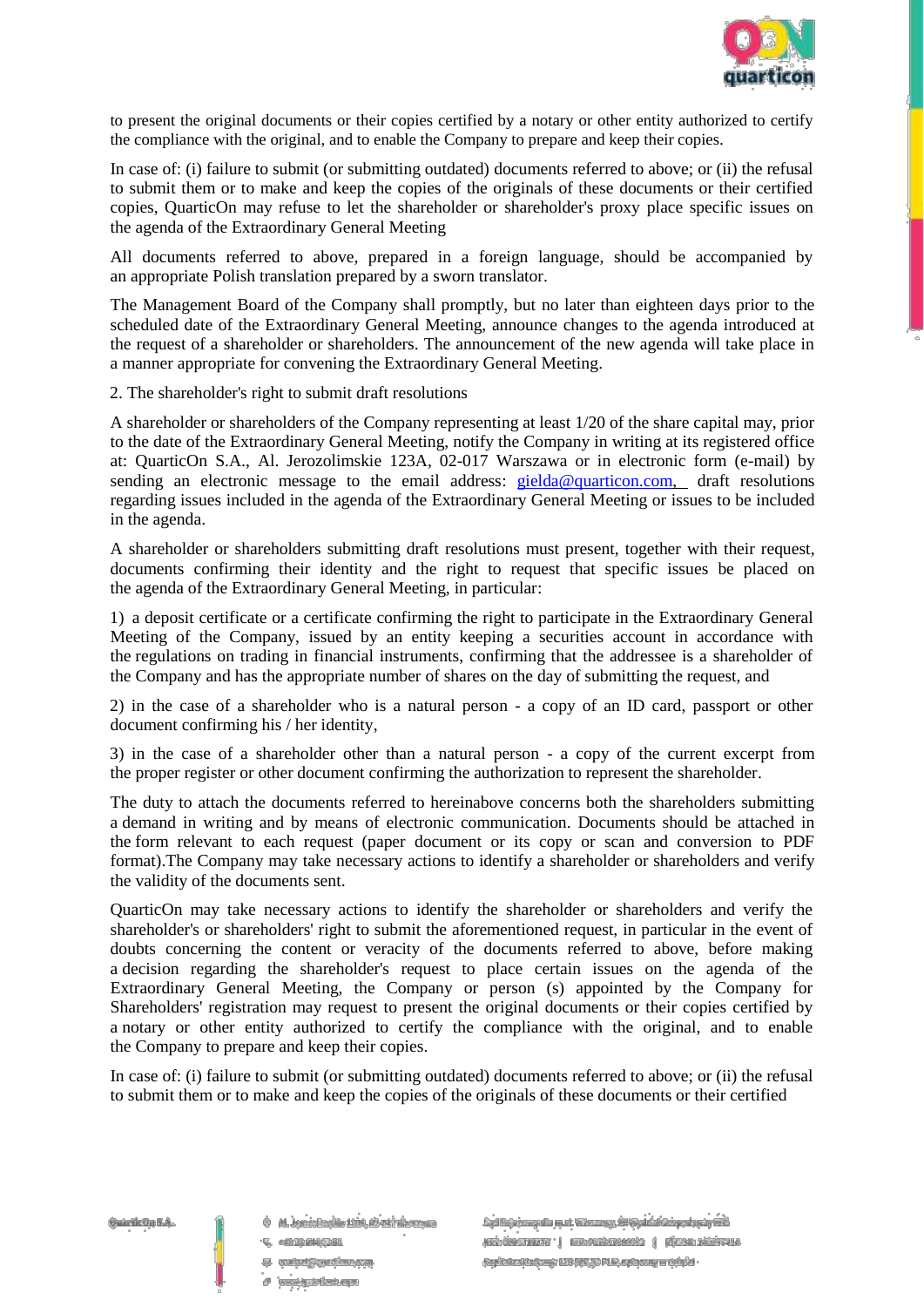to present the original documents or their copies certified by a notary or other entity authorized to certify the compliance with the original, and to enable the Company to prepare and keep their copies.

In case of: (i) failure to submit (or submitting outdated) documents referred to above; or (ii) the refusal to submit them or to make and keep the copies of the originals of these documents or their certified copies, QuarticOn may refuse to let the shareholder or shareholder's proxy place specific issues on the agenda of the Extraordinary General Meeting

All documents referred to above, prepared in a foreign language, should be accompanied by an appropriate Polish translation prepared by a sworn translator.

The Management Board of the Company shall promptly, but no later than eighteen days prior to the scheduled date of the Extraordinary General Meeting, announce changes to the agenda introduced at the request of a shareholder or shareholders. The announcement of the new agenda will take place in a manner appropriate for convening the Extraordinary General Meeting.

2. The shareholder's right to submit draft resolutions

A shareholder or shareholders of the Company representing at least 1/20 of the share capital may, prior to the date of the Extraordinary General Meeting, notify the Company in writing at its registered office at: QuarticOn S.A., Al. Jerozolimskie 123A, 02-017 Warszawa or in electronic form (e-mail) by sending an electronic message to the email address: gielda@quarticon.com, draft resolutions regarding issues included in the agenda of the Extraordinary General Meeting or issues to be included in the agenda.

A shareholder or shareholders submitting draft resolutions must present, together with their request, documents confirming their identity and the right to request that specific issues be placed on the agenda of the Extraordinary General Meeting, in particular:

1) a deposit certificate or a certificate confirming the right to participate in the Extraordinary General Meeting of the Company, issued by an entity keeping a securities account in accordance with the regulations on trading in financial instruments, confirming that the addressee is a shareholder of the Company and has the appropriate number of shares on the day of submitting the request, and

2) in the case of a shareholder who is a natural person - a copy of an ID card, passport or other document confirming his / her identity,

3) in the case of a shareholder other than a natural person - a copy of the current excerpt from the proper register or other document confirming the authorization to represent the shareholder.

The duty to attach the documents referred to hereinabove concerns both the shareholders submitting a demand in writing and by means of electronic communication. Documents should be attached in the form relevant to each request (paper document or its copy or scan and conversion to PDF format).The Company may take necessary actions to identify a shareholder or shareholders and verify the validity of the documents sent.

QuarticOn may take necessary actions to identify the shareholder or shareholders and verify the shareholder's or shareholders' right to submit the aforementioned request, in particular in the event of doubts concerning the content or veracity of the documents referred to above, before making a decision regarding the shareholder's request to place certain issues on the agenda of the Extraordinary General Meeting, the Company or person (s) appointed by the Company for Shareholders' registration may request to present the original documents or their copies certified by a notary or other entity authorized to certify the compliance with the original, and to enable the Company to prepare and keep their copies.

In case of: (i) failure to submit (or submitting outdated) documents referred to above; or (ii) the refusal to submit them or to make and keep the copies of the originals of these documents or their certified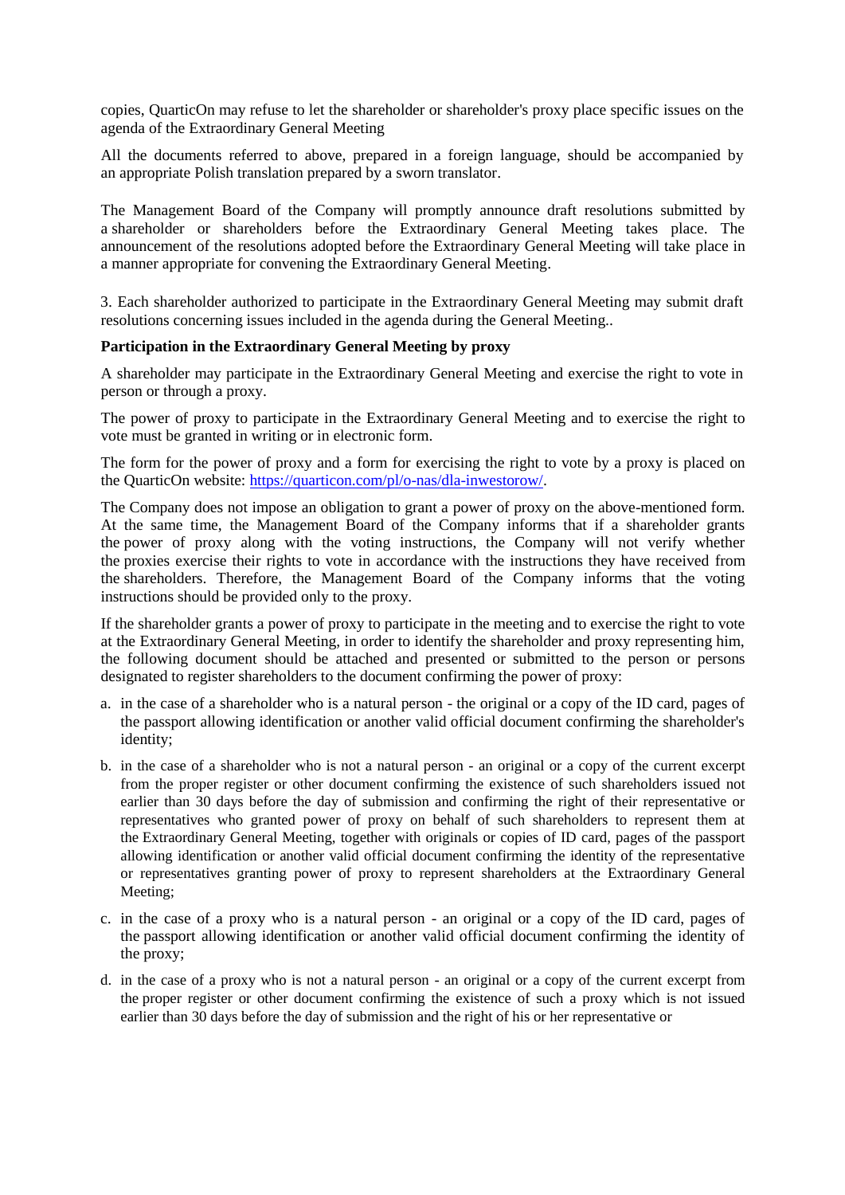copies, QuarticOn may refuse to let the shareholder or shareholder's proxy place specific issues on the agenda of the Extraordinary General Meeting

All the documents referred to above, prepared in a foreign language, should be accompanied by an appropriate Polish translation prepared by a sworn translator.

The Management Board of the Company will promptly announce draft resolutions submitted by a shareholder or shareholders before the Extraordinary General Meeting takes place. The announcement of the resolutions adopted before the Extraordinary General Meeting will take place in a manner appropriate for convening the Extraordinary General Meeting.

3. Each shareholder authorized to participate in the Extraordinary General Meeting may submit draft resolutions concerning issues included in the agenda during the General Meeting..

**Participation in the Extraordinary General Meeting by proxy**

A shareholder may participate in the Extraordinary General Meeting and exercise the right to vote in person or through a proxy.

The power of proxy to participate in the Extraordinary General Meeting and to exercise the right to vote must be granted in writing or in electronic form.

The form for the power of proxy and a form for exercising the right to vote by a proxy is placed on the QuarticOn website: https://quarticon.com/pl/o-nas/dla-inwestorow/.

The Company does not impose an obligation to grant a power of proxy on the above-mentioned form. At the same time, the Management Board of the Company informs that if a shareholder grants the power of proxy along with the voting instructions, the Company will not verify whether the proxies exercise their rights to vote in accordance with the instructions they have received from the shareholders. Therefore, the Management Board of the Company informs that the voting instructions should be provided only to the proxy.

If the shareholder grants a power of proxy to participate in the meeting and to exercise the right to vote at the Extraordinary General Meeting, in order to identify the shareholder and proxy representing him, the following document should be attached and presented or submitted to the person or persons designated to register shareholders to the document confirming the power of proxy:

a. in the case of a shareholder who is a natural person - the original or a copy of the ID card, pages of the passport allowing identification or another valid official document confirming the shareholder's identity;
b. in the case of a shareholder who is not a natural person - an original or a copy of the current excerpt from the proper register or other document confirming the existence of such shareholders issued not earlier than 30 days before the day of submission and confirming the right of their representative or representatives who granted power of proxy on behalf of such shareholders to represent them at the Extraordinary General Meeting, together with originals or copies of ID card, pages of the passport allowing identification or another valid official document confirming the identity of the representative or representatives granting power of proxy to represent shareholders at the Extraordinary General Meeting;
c. in the case of a proxy who is a natural person - an original or a copy of the ID card, pages of the passport allowing identification or another valid official document confirming the identity of the proxy;
d. in the case of a proxy who is not a natural person - an original or a copy of the current excerpt from the proper register or other document confirming the existence of such a proxy which is not issued earlier than 30 days before the day of submission and the right of his or her representative or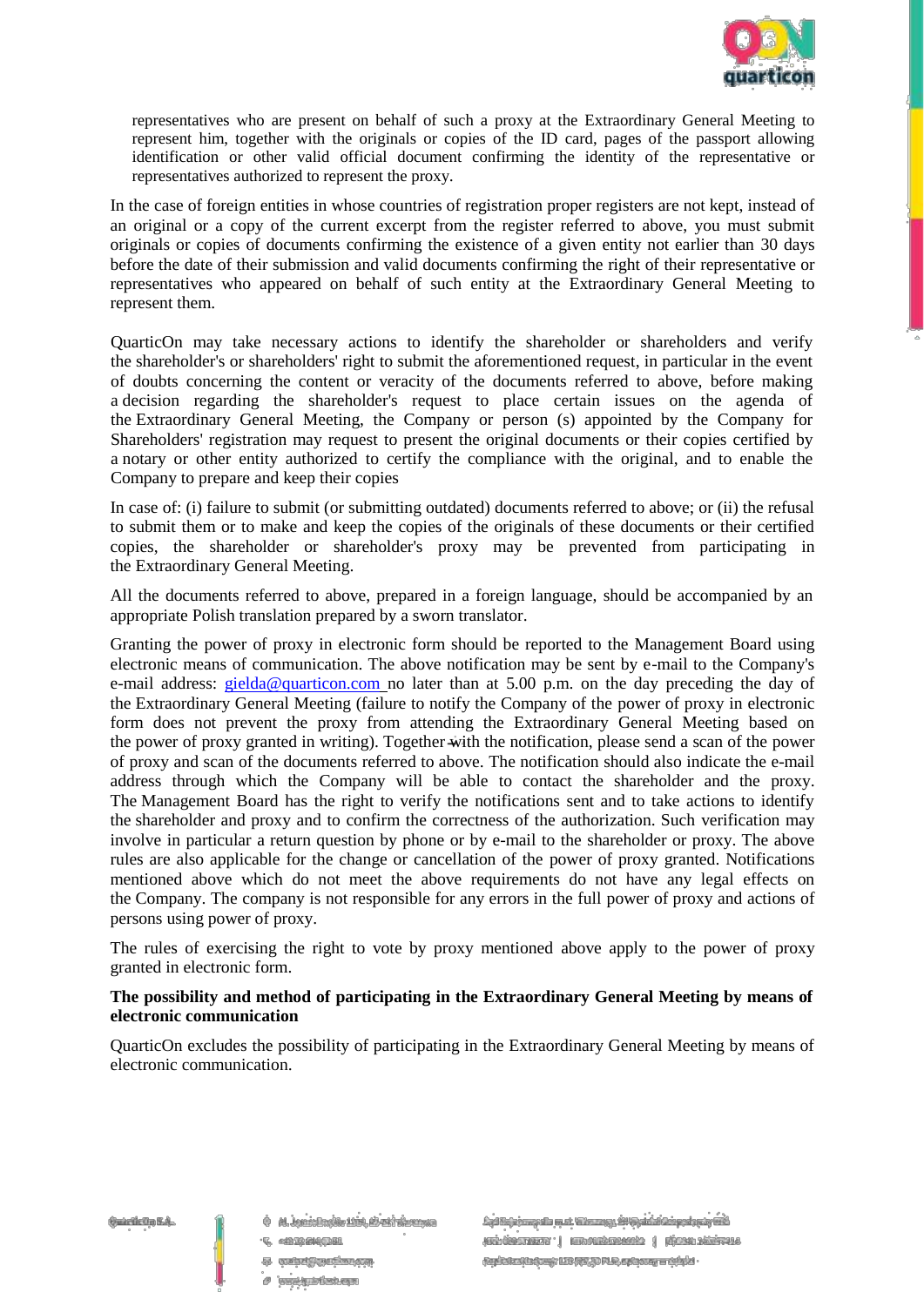representatives who are present on behalf of such a proxy at the Extraordinary General Meeting to represent him, together with the originals or copies of the ID card, pages of the passport allowing identification or other valid official document confirming the identity of the representative or representatives authorized to represent the proxy.

In the case of foreign entities in whose countries of registration proper registers are not kept, instead of an original or a copy of the current excerpt from the register referred to above, you must submit originals or copies of documents confirming the existence of a given entity not earlier than 30 days before the date of their submission and valid documents confirming the right of their representative or representatives who appeared on behalf of such entity at the Extraordinary General Meeting to represent them.

QuarticOn may take necessary actions to identify the shareholder or shareholders and verify the shareholder's or shareholders' right to submit the aforementioned request, in particular in the event of doubts concerning the content or veracity of the documents referred to above, before making a decision regarding the shareholder's request to place certain issues on the agenda of the Extraordinary General Meeting, the Company or person (s) appointed by the Company for Shareholders' registration may request to present the original documents or their copies certified by a notary or other entity authorized to certify the compliance with the original, and to enable the Company to prepare and keep their copies

In case of: (i) failure to submit (or submitting outdated) documents referred to above; or (ii) the refusal to submit them or to make and keep the copies of the originals of these documents or their certified copies, the shareholder or shareholder's proxy may be prevented from participating in the Extraordinary General Meeting.

All the documents referred to above, prepared in a foreign language, should be accompanied by an appropriate Polish translation prepared by a sworn translator.

Granting the power of proxy in electronic form should be reported to the Management Board using electronic means of communication. The above notification may be sent by e-mail to the Company's e-mail address: gielda@quarticon.com no later than at 5.00 p.m. on the day preceding the day of the Extraordinary General Meeting (failure to notify the Company of the power of proxy in electronic form does not prevent the proxy from attending the Extraordinary General Meeting based on the power of proxy granted in writing). Together with the notification, please send a scan of the power of proxy and scan of the documents referred to above. The notification should also indicate the e-mail address through which the Company will be able to contact the shareholder and the proxy. The Management Board has the right to verify the notifications sent and to take actions to identify the shareholder and proxy and to confirm the correctness of the authorization. Such verification may involve in particular a return question by phone or by e-mail to the shareholder or proxy. The above rules are also applicable for the change or cancellation of the power of proxy granted. Notifications mentioned above which do not meet the above requirements do not have any legal effects on the Company. The company is not responsible for any errors in the full power of proxy and actions of persons using power of proxy.

The rules of exercising the right to vote by proxy mentioned above apply to the power of proxy granted in electronic form.

**The possibility and method of participating in the Extraordinary General Meeting by means of electronic communication**

QuarticOn excludes the possibility of participating in the Extraordinary General Meeting by means of electronic communication.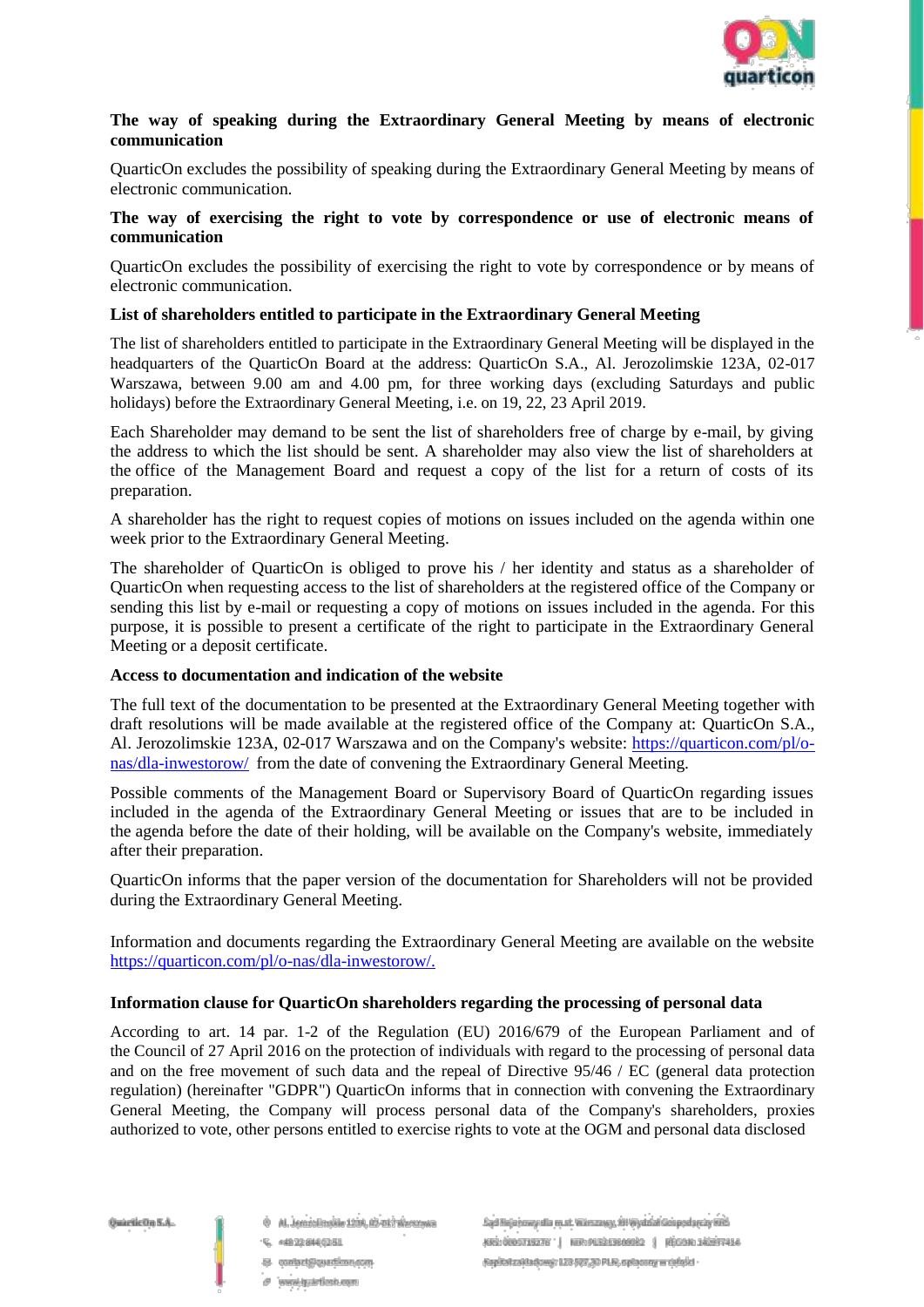**The way of speaking during the Extraordinary General Meeting by means of electronic communication**

QuarticOn excludes the possibility of speaking during the Extraordinary General Meeting by means of electronic communication.

**The way of exercising the right to vote by correspondence or use of electronic means of communication**

QuarticOn excludes the possibility of exercising the right to vote by correspondence or by means of electronic communication.

**List of shareholders entitled to participate in the Extraordinary General Meeting**

The list of shareholders entitled to participate in the Extraordinary General Meeting will be displayed in the headquarters of the QuarticOn Board at the address: QuarticOn S.A., Al. Jerozolimskie 123A, 02-017 Warszawa, between 9.00 am and 4.00 pm, for three working days (excluding Saturdays and public holidays) before the Extraordinary General Meeting, i.e. on 19, 22, 23 April 2019.

Each Shareholder may demand to be sent the list of shareholders free of charge by e-mail, by giving the address to which the list should be sent. A shareholder may also view the list of shareholders at the office of the Management Board and request a copy of the list for a return of costs of its preparation.

A shareholder has the right to request copies of motions on issues included on the agenda within one week prior to the Extraordinary General Meeting.

The shareholder of QuarticOn is obliged to prove his / her identity and status as a shareholder of QuarticOn when requesting access to the list of shareholders at the registered office of the Company or sending this list by e-mail or requesting a copy of motions on issues included in the agenda. For this purpose, it is possible to present a certificate of the right to participate in the Extraordinary General Meeting or a deposit certificate.

**Access to documentation and indication of the website**

The full text of the documentation to be presented at the Extraordinary General Meeting together with draft resolutions will be made available at the registered office of the Company at: QuarticOn S.A., Al. Jerozolimskie 123A, 02-017 Warszawa and on the Company's website: https://quarticon.com/pl/o-nas/dla-inwestorow/ from the date of convening the Extraordinary General Meeting.

Possible comments of the Management Board or Supervisory Board of QuarticOn regarding issues included in the agenda of the Extraordinary General Meeting or issues that are to be included in the agenda before the date of their holding, will be available on the Company's website, immediately after their preparation.

QuarticOn informs that the paper version of the documentation for Shareholders will not be provided during the Extraordinary General Meeting.

Information and documents regarding the Extraordinary General Meeting are available on the website https://quarticon.com/pl/o-nas/dla-inwestorow/.

**Information clause for QuarticOn shareholders regarding the processing of personal data**

According to art. 14 par. 1-2 of the Regulation (EU) 2016/679 of the European Parliament and of the Council of 27 April 2016 on the protection of individuals with regard to the processing of personal data and on the free movement of such data and the repeal of Directive 95/46 / EC (general data protection regulation) (hereinafter "GDPR") QuarticOn informs that in connection with convening the Extraordinary General Meeting, the Company will process personal data of the Company's shareholders, proxies authorized to vote, other persons entitled to exercise rights to vote at the OGM and personal data disclosed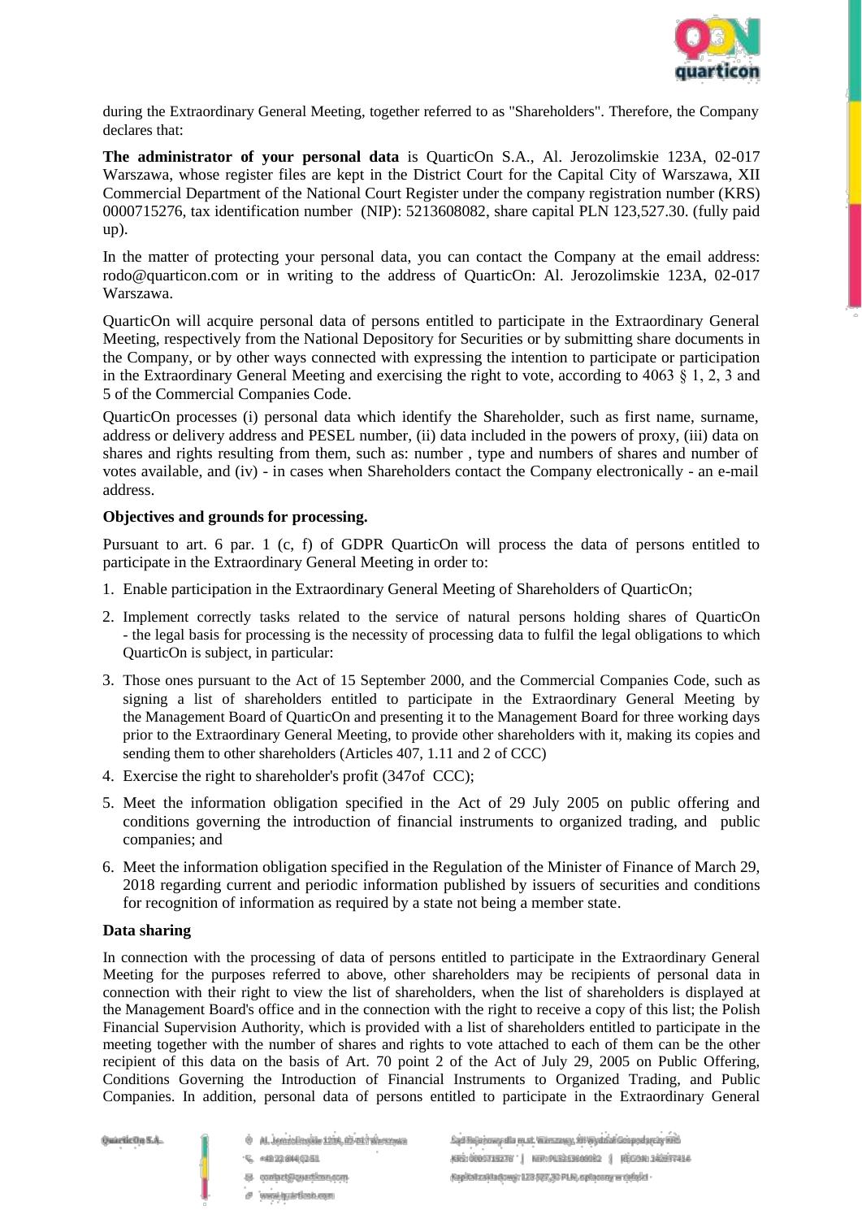during the Extraordinary General Meeting, together referred to as "Shareholders". Therefore, the Company declares that:

**The administrator of your personal data** is QuarticOn S.A., Al. Jerozolimskie 123A, 02-017 Warszawa, whose register files are kept in the District Court for the Capital City of Warszawa, XII Commercial Department of the National Court Register under the company registration number (KRS) 0000715276, tax identification number (NIP): 5213608082, share capital PLN 123,527.30. (fully paid up).

In the matter of protecting your personal data, you can contact the Company at the email address: rodo@quarticon.com or in writing to the address of QuarticOn: Al. Jerozolimskie 123A, 02-017 Warszawa.

QuarticOn will acquire personal data of persons entitled to participate in the Extraordinary General Meeting, respectively from the National Depository for Securities or by submitting share documents in the Company, or by other ways connected with expressing the intention to participate or participation in the Extraordinary General Meeting and exercising the right to vote, according to 4063 § 1, 2, 3 and 5 of the Commercial Companies Code.

QuarticOn processes (i) personal data which identify the Shareholder, such as first name, surname, address or delivery address and PESEL number, (ii) data included in the powers of proxy, (iii) data on shares and rights resulting from them, such as: number , type and numbers of shares and number of votes available, and (iv) - in cases when Shareholders contact the Company electronically - an e-mail address.

**Objectives and grounds for processing.**

Pursuant to art. 6 par. 1 (c, f) of GDPR QuarticOn will process the data of persons entitled to participate in the Extraordinary General Meeting in order to:

1. Enable participation in the Extraordinary General Meeting of Shareholders of QuarticOn;
2. Implement correctly tasks related to the service of natural persons holding shares of QuarticOn - the legal basis for processing is the necessity of processing data to fulfil the legal obligations to which QuarticOn is subject, in particular:
3. Those ones pursuant to the Act of 15 September 2000, and the Commercial Companies Code, such as signing a list of shareholders entitled to participate in the Extraordinary General Meeting by the Management Board of QuarticOn and presenting it to the Management Board for three working days prior to the Extraordinary General Meeting, to provide other shareholders with it, making its copies and sending them to other shareholders (Articles 407, 1.11 and 2 of CCC)
4. Exercise the right to shareholder's profit (347of CCC);
5. Meet the information obligation specified in the Act of 29 July 2005 on public offering and conditions governing the introduction of financial instruments to organized trading, and public companies; and
6. Meet the information obligation specified in the Regulation of the Minister of Finance of March 29, 2018 regarding current and periodic information published by issuers of securities and conditions for recognition of information as required by a state not being a member state.

**Data sharing**

In connection with the processing of data of persons entitled to participate in the Extraordinary General Meeting for the purposes referred to above, other shareholders may be recipients of personal data in connection with their right to view the list of shareholders, when the list of shareholders is displayed at the Management Board's office and in the connection with the right to receive a copy of this list; the Polish Financial Supervision Authority, which is provided with a list of shareholders entitled to participate in the meeting together with the number of shares and rights to vote attached to each of them can be the other recipient of this data on the basis of Art. 70 point 2 of the Act of July 29, 2005 on Public Offering, Conditions Governing the Introduction of Financial Instruments to Organized Trading, and Public Companies. In addition, personal data of persons entitled to participate in the Extraordinary General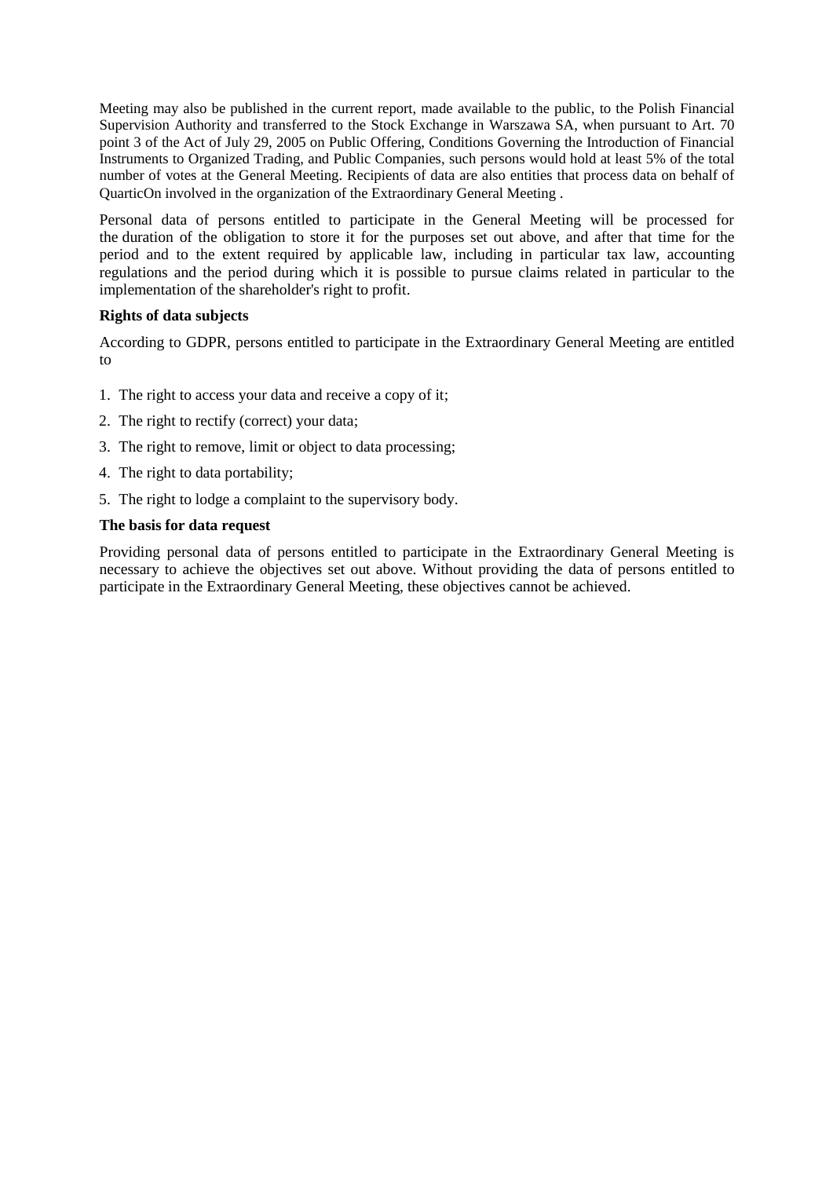Meeting may also be published in the current report, made available to the public, to the Polish Financial Supervision Authority and transferred to the Stock Exchange in Warszawa SA, when pursuant to Art. 70 point 3 of the Act of July 29, 2005 on Public Offering, Conditions Governing the Introduction of Financial Instruments to Organized Trading, and Public Companies, such persons would hold at least 5% of the total number of votes at the General Meeting. Recipients of data are also entities that process data on behalf of QuarticOn involved in the organization of the Extraordinary General Meeting .

Personal data of persons entitled to participate in the General Meeting will be processed for the duration of the obligation to store it for the purposes set out above, and after that time for the period and to the extent required by applicable law, including in particular tax law, accounting regulations and the period during which it is possible to pursue claims related in particular to the implementation of the shareholder's right to profit.

**Rights of data subjects**

According to GDPR, persons entitled to participate in the Extraordinary General Meeting are entitled to

1. The right to access your data and receive a copy of it;
2. The right to rectify (correct) your data;
3. The right to remove, limit or object to data processing;
4. The right to data portability;
5. The right to lodge a complaint to the supervisory body.

**The basis for data request**

Providing personal data of persons entitled to participate in the Extraordinary General Meeting is necessary to achieve the objectives set out above. Without providing the data of persons entitled to participate in the Extraordinary General Meeting, these objectives cannot be achieved.